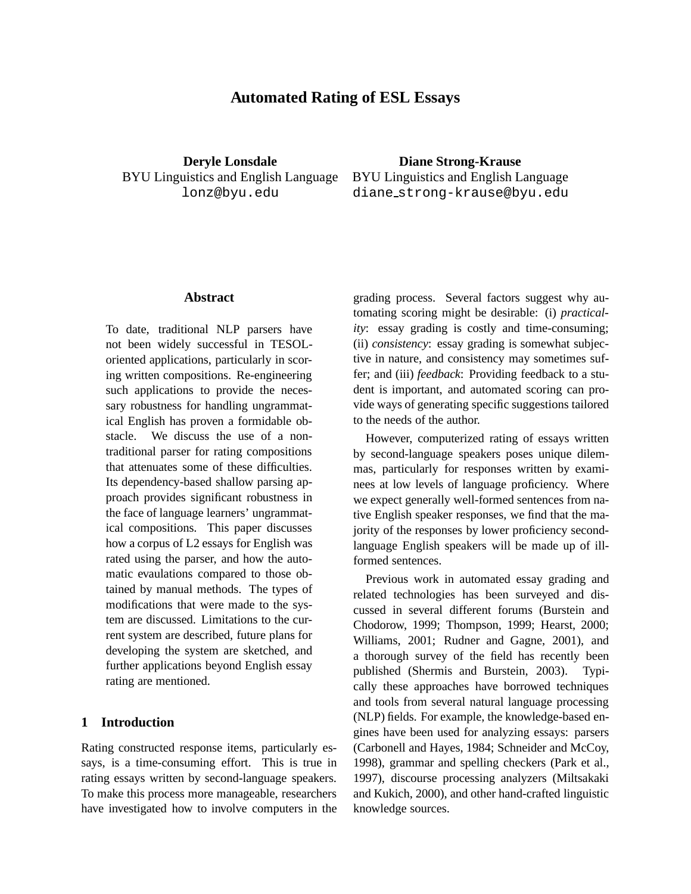# Automated Rating of ESL Essays

**Deryle Lonsdale**
BYU Linguistics and English Language
lonz@byu.edu

**Diane Strong-Krause**
BYU Linguistics and English Language
diane_strong-krause@byu.edu

## Abstract

To date, traditional NLP parsers have not been widely successful in TESOL-oriented applications, particularly in scoring written compositions. Re-engineering such applications to provide the necessary robustness for handling ungrammatical English has proven a formidable obstacle. We discuss the use of a non-traditional parser for rating compositions that attenuates some of these difficulties. Its dependency-based shallow parsing approach provides significant robustness in the face of language learners' ungrammatical compositions. This paper discusses how a corpus of L2 essays for English was rated using the parser, and how the automatic evaulations compared to those obtained by manual methods. The types of modifications that were made to the system are discussed. Limitations to the current system are described, future plans for developing the system are sketched, and further applications beyond English essay rating are mentioned.

## 1 Introduction

Rating constructed response items, particularly essays, is a time-consuming effort. This is true in rating essays written by second-language speakers. To make this process more manageable, researchers have investigated how to involve computers in the grading process. Several factors suggest why automating scoring might be desirable: (i) *practicality*: essay grading is costly and time-consuming; (ii) *consistency*: essay grading is somewhat subjective in nature, and consistency may sometimes suffer; and (iii) *feedback*: Providing feedback to a student is important, and automated scoring can provide ways of generating specific suggestions tailored to the needs of the author.

However, computerized rating of essays written by second-language speakers poses unique dilemmas, particularly for responses written by examinees at low levels of language proficiency. Where we expect generally well-formed sentences from native English speaker responses, we find that the majority of the responses by lower proficiency second-language English speakers will be made up of ill-formed sentences.

Previous work in automated essay grading and related technologies has been surveyed and discussed in several different forums (Burstein and Chodorow, 1999; Thompson, 1999; Hearst, 2000; Williams, 2001; Rudner and Gagne, 2001), and a thorough survey of the field has recently been published (Shermis and Burstein, 2003). Typically these approaches have borrowed techniques and tools from several natural language processing (NLP) fields. For example, the knowledge-based engines have been used for analyzing essays: parsers (Carbonell and Hayes, 1984; Schneider and McCoy, 1998), grammar and spelling checkers (Park et al., 1997), discourse processing analyzers (Miltsakaki and Kukich, 2000), and other hand-crafted linguistic knowledge sources.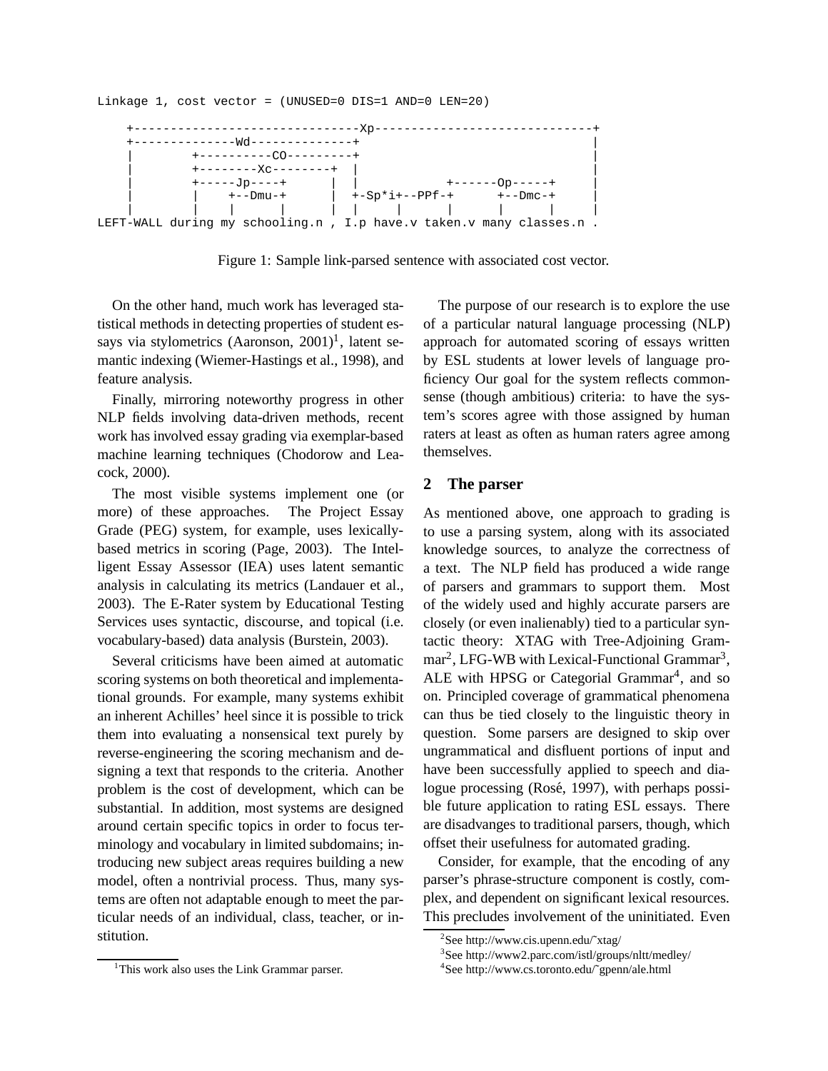```
Linkage 1, cost vector = (UNUSED=0 DIS=1 AND=0 LEN=20)

    +-------------------------------Xp------------------------------+
    +--------------Wd--------------+                                |
    |        +----------CO---------+                                |
    |        +--------Xc--------+  |                                |
    |        +-----Jp----+      |  |           +------Op-----+      |
    |        |    +--Dmu-+      |  +-Sp*i+--PPf-+      +--Dmc-+      |
    |        |    |      |      |  |     |      |      |      |      |
LEFT-WALL during my schooling.n , I.p have.v taken.v many classes.n .
```

Figure 1: Sample link-parsed sentence with associated cost vector.

On the other hand, much work has leveraged statistical methods in detecting properties of student essays via stylometrics (Aaronson, 2001)[1], latent semantic indexing (Wiemer-Hastings et al., 1998), and feature analysis.

Finally, mirroring noteworthy progress in other NLP fields involving data-driven methods, recent work has involved essay grading via exemplar-based machine learning techniques (Chodorow and Leacock, 2000).

The most visible systems implement one (or more) of these approaches. The Project Essay Grade (PEG) system, for example, uses lexically-based metrics in scoring (Page, 2003). The Intelligent Essay Assessor (IEA) uses latent semantic analysis in calculating its metrics (Landauer et al., 2003). The E-Rater system by Educational Testing Services uses syntactic, discourse, and topical (i.e. vocabulary-based) data analysis (Burstein, 2003).

Several criticisms have been aimed at automatic scoring systems on both theoretical and implementational grounds. For example, many systems exhibit an inherent Achilles' heel since it is possible to trick them into evaluating a nonsensical text purely by reverse-engineering the scoring mechanism and designing a text that responds to the criteria. Another problem is the cost of development, which can be substantial. In addition, most systems are designed around certain specific topics in order to focus terminology and vocabulary in limited subdomains; introducing new subject areas requires building a new model, often a nontrivial process. Thus, many systems are often not adaptable enough to meet the particular needs of an individual, class, teacher, or institution.

The purpose of our research is to explore the use of a particular natural language processing (NLP) approach for automated scoring of essays written by ESL students at lower levels of language proficiency Our goal for the system reflects commonsense (though ambitious) criteria: to have the system's scores agree with those assigned by human raters at least as often as human raters agree among themselves.

## 2 The parser

As mentioned above, one approach to grading is to use a parsing system, along with its associated knowledge sources, to analyze the correctness of a text. The NLP field has produced a wide range of parsers and grammars to support them. Most of the widely used and highly accurate parsers are closely (or even inalienably) tied to a particular syntactic theory: XTAG with Tree-Adjoining Grammar[2], LFG-WB with Lexical-Functional Grammar[3], ALE with HPSG or Categorial Grammar[4], and so on. Principled coverage of grammatical phenomena can thus be tied closely to the linguistic theory in question. Some parsers are designed to skip over ungrammatical and disfluent portions of input and have been successfully applied to speech and dialogue processing (Rosé, 1997), with perhaps possible future application to rating ESL essays. There are disadvanges to traditional parsers, though, which offset their usefulness for automated grading.

Consider, for example, that the encoding of any parser's phrase-structure component is costly, complex, and dependent on significant lexical resources. This precludes involvement of the uninitiated. Even

[1] This work also uses the Link Grammar parser.

[2] See http://www.cis.upenn.edu/˜xtag/

[3] See http://www2.parc.com/istl/groups/nltt/medley/

[4] See http://www.cs.toronto.edu/˜gpenn/ale.html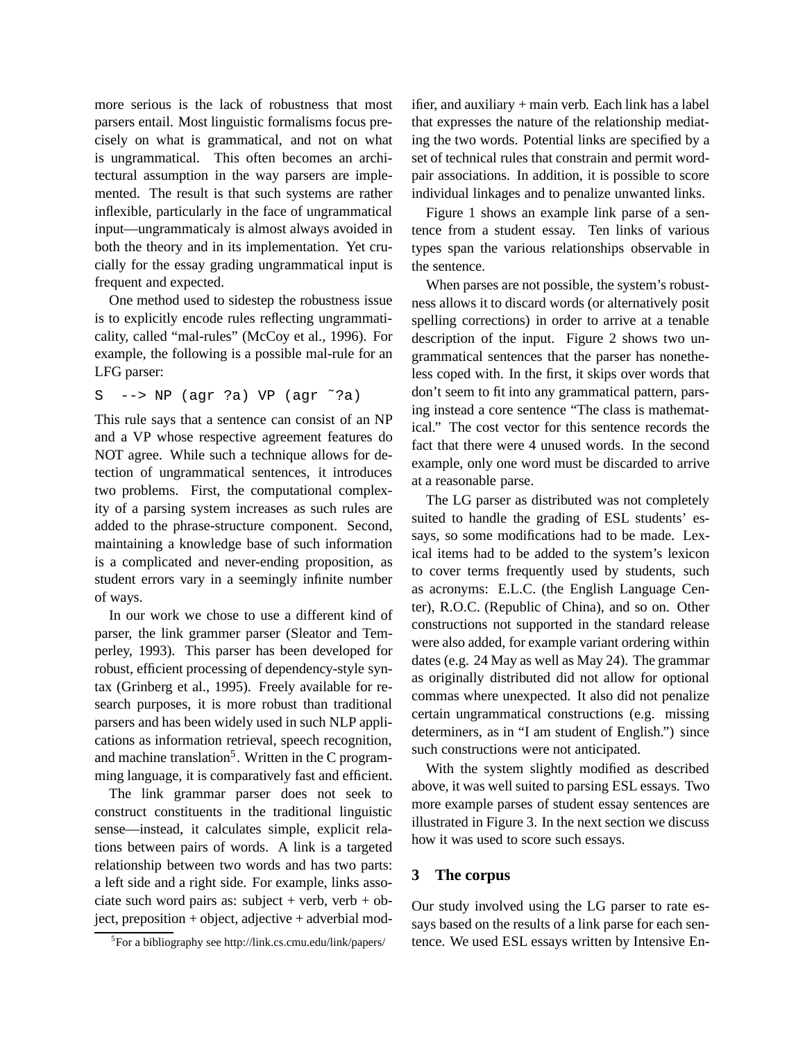more serious is the lack of robustness that most parsers entail. Most linguistic formalisms focus precisely on what is grammatical, and not on what is ungrammatical. This often becomes an architectural assumption in the way parsers are implemented. The result is that such systems are rather inflexible, particularly in the face of ungrammatical input—ungrammaticaly is almost always avoided in both the theory and in its implementation. Yet crucially for the essay grading ungrammatical input is frequent and expected.

One method used to sidestep the robustness issue is to explicitly encode rules reflecting ungrammaticality, called "mal-rules" (McCoy et al., 1996). For example, the following is a possible mal-rule for an LFG parser:

```
S  --> NP (agr ?a) VP (agr ~?a)
```

This rule says that a sentence can consist of an NP and a VP whose respective agreement features do NOT agree. While such a technique allows for detection of ungrammatical sentences, it introduces two problems. First, the computational complexity of a parsing system increases as such rules are added to the phrase-structure component. Second, maintaining a knowledge base of such information is a complicated and never-ending proposition, as student errors vary in a seemingly infinite number of ways.

In our work we chose to use a different kind of parser, the link grammer parser (Sleator and Temperley, 1993). This parser has been developed for robust, efficient processing of dependency-style syntax (Grinberg et al., 1995). Freely available for research purposes, it is more robust than traditional parsers and has been widely used in such NLP applications as information retrieval, speech recognition, and machine translation[5]. Written in the C programming language, it is comparatively fast and efficient.

The link grammar parser does not seek to construct constituents in the traditional linguistic sense—instead, it calculates simple, explicit relations between pairs of words. A link is a targeted relationship between two words and has two parts: a left side and a right side. For example, links associate such word pairs as: subject + verb, verb + object, preposition + object, adjective + adverbial modifier, and auxiliary + main verb. Each link has a label that expresses the nature of the relationship mediating the two words. Potential links are specified by a set of technical rules that constrain and permit word-pair associations. In addition, it is possible to score individual linkages and to penalize unwanted links.

Figure 1 shows an example link parse of a sentence from a student essay. Ten links of various types span the various relationships observable in the sentence.

When parses are not possible, the system's robustness allows it to discard words (or alternatively posit spelling corrections) in order to arrive at a tenable description of the input. Figure 2 shows two ungrammatical sentences that the parser has nonetheless coped with. In the first, it skips over words that don't seem to fit into any grammatical pattern, parsing instead a core sentence "The class is mathematical." The cost vector for this sentence records the fact that there were 4 unused words. In the second example, only one word must be discarded to arrive at a reasonable parse.

The LG parser as distributed was not completely suited to handle the grading of ESL students' essays, so some modifications had to be made. Lexical items had to be added to the system's lexicon to cover terms frequently used by students, such as acronyms: E.L.C. (the English Language Center), R.O.C. (Republic of China), and so on. Other constructions not supported in the standard release were also added, for example variant ordering within dates (e.g. 24 May as well as May 24). The grammar as originally distributed did not allow for optional commas where unexpected. It also did not penalize certain ungrammatical constructions (e.g. missing determiners, as in "I am student of English.") since such constructions were not anticipated.

With the system slightly modified as described above, it was well suited to parsing ESL essays. Two more example parses of student essay sentences are illustrated in Figure 3. In the next section we discuss how it was used to score such essays.

## 3 The corpus

Our study involved using the LG parser to rate essays based on the results of a link parse for each sentence. We used ESL essays written by Intensive En-

[5] For a bibliography see http://link.cs.cmu.edu/link/papers/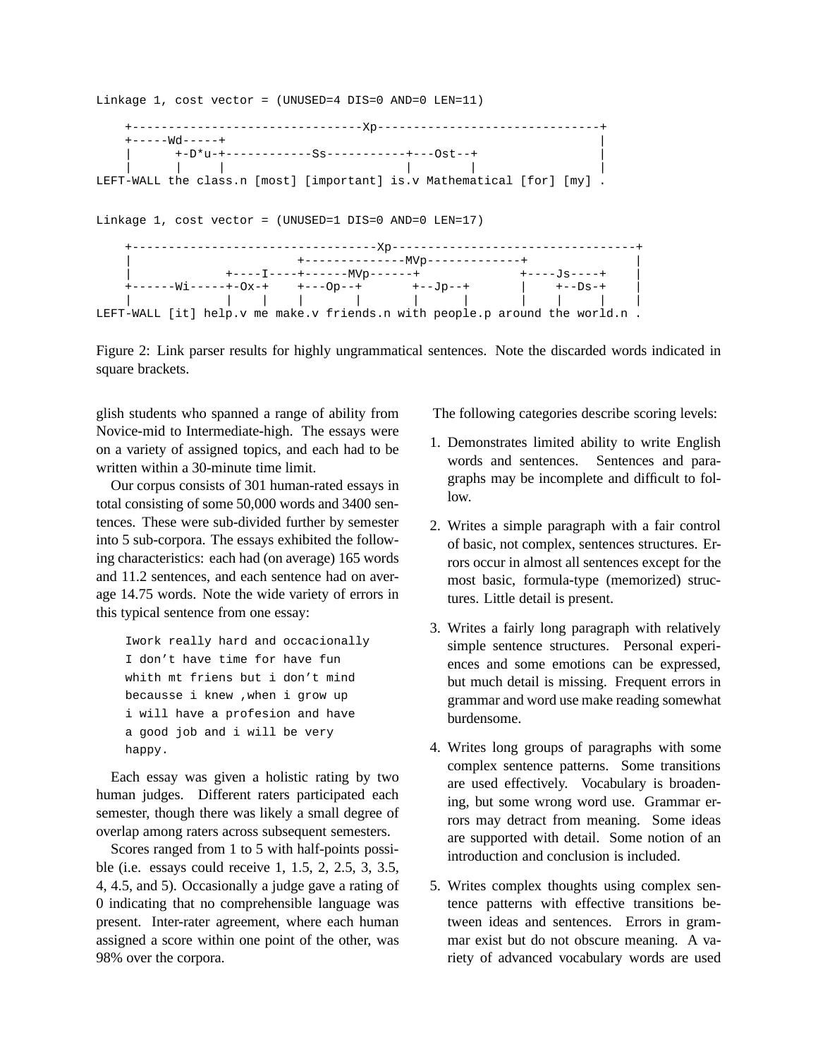```
Linkage 1, cost vector = (UNUSED=4 DIS=0 AND=0 LEN=11)

    +--------------------------------Xp------------------------------+
    +-----Wd-----+                                                    |
    |      +-D*u-+------------Ss-----------+---Ost--+                |
    |      |     |                          |        |                |
LEFT-WALL the class.n [most] [important] is.v Mathematical [for] [my] .


Linkage 1, cost vector = (UNUSED=1 DIS=0 AND=0 LEN=17)

    +----------------------------------Xp----------------------------------+
    |                        +--------------MVp-------------+               |
    |             +----I----+------MVp------+              +----Js----+    |
    +------Wi-----+-Ox-+    +---Op--+       +--Jp--+       |    +--Ds-+    |
    |             |    |    |       |       |      |       |    |     |    |
LEFT-WALL [it] help.v me make.v friends.n with people.p around the world.n .
```

Figure 2: Link parser results for highly ungrammatical sentences. Note the discarded words indicated in square brackets.

glish students who spanned a range of ability from Novice-mid to Intermediate-high. The essays were on a variety of assigned topics, and each had to be written within a 30-minute time limit.

Our corpus consists of 301 human-rated essays in total consisting of some 50,000 words and 3400 sentences. These were sub-divided further by semester into 5 sub-corpora. The essays exhibited the following characteristics: each had (on average) 165 words and 11.2 sentences, and each sentence had on average 14.75 words. Note the wide variety of errors in this typical sentence from one essay:

```
Iwork really hard and occacionally
I don't have time for have fun
whith mt friens but i don't mind
becausse i knew ,when i grow up
i will have a profesion and have
a good job and i will be very
happy.
```

Each essay was given a holistic rating by two human judges. Different raters participated each semester, though there was likely a small degree of overlap among raters across subsequent semesters.

Scores ranged from 1 to 5 with half-points possible (i.e. essays could receive 1, 1.5, 2, 2.5, 3, 3.5, 4, 4.5, and 5). Occasionally a judge gave a rating of 0 indicating that no comprehensible language was present. Inter-rater agreement, where each human assigned a score within one point of the other, was 98% over the corpora.

The following categories describe scoring levels:

1. Demonstrates limited ability to write English words and sentences. Sentences and paragraphs may be incomplete and difficult to follow.

2. Writes a simple paragraph with a fair control of basic, not complex, sentences structures. Errors occur in almost all sentences except for the most basic, formula-type (memorized) structures. Little detail is present.

3. Writes a fairly long paragraph with relatively simple sentence structures. Personal experiences and some emotions can be expressed, but much detail is missing. Frequent errors in grammar and word use make reading somewhat burdensome.

4. Writes long groups of paragraphs with some complex sentence patterns. Some transitions are used effectively. Vocabulary is broadening, but some wrong word use. Grammar errors may detract from meaning. Some ideas are supported with detail. Some notion of an introduction and conclusion is included.

5. Writes complex thoughts using complex sentence patterns with effective transitions between ideas and sentences. Errors in grammar exist but do not obscure meaning. A variety of advanced vocabulary words are used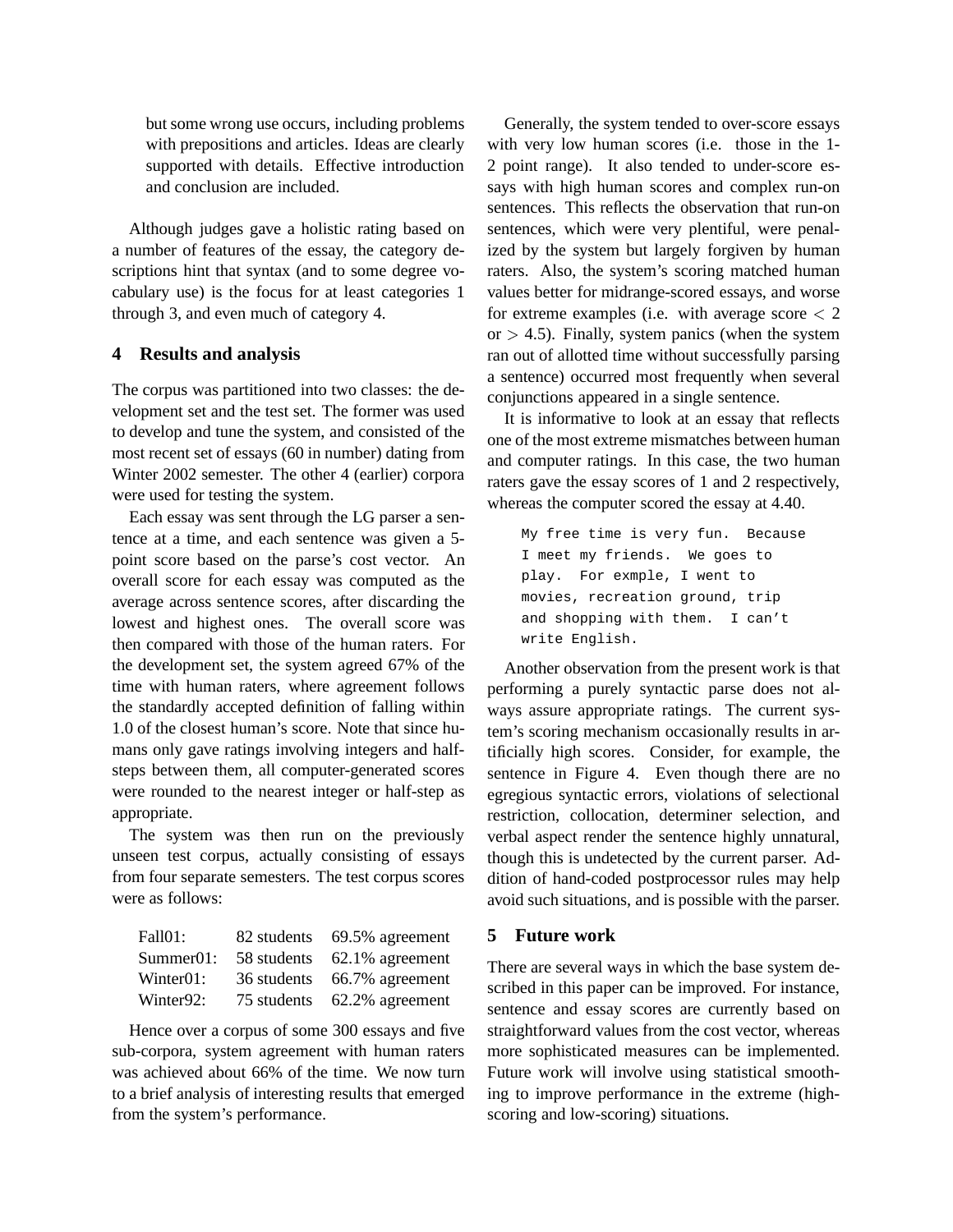but some wrong use occurs, including problems with prepositions and articles. Ideas are clearly supported with details. Effective introduction and conclusion are included.

Although judges gave a holistic rating based on a number of features of the essay, the category descriptions hint that syntax (and to some degree vocabulary use) is the focus for at least categories 1 through 3, and even much of category 4.

## 4 Results and analysis

The corpus was partitioned into two classes: the development set and the test set. The former was used to develop and tune the system, and consisted of the most recent set of essays (60 in number) dating from Winter 2002 semester. The other 4 (earlier) corpora were used for testing the system.

Each essay was sent through the LG parser a sentence at a time, and each sentence was given a 5-point score based on the parse's cost vector. An overall score for each essay was computed as the average across sentence scores, after discarding the lowest and highest ones. The overall score was then compared with those of the human raters. For the development set, the system agreed 67% of the time with human raters, where agreement follows the standardly accepted definition of falling within 1.0 of the closest human's score. Note that since humans only gave ratings involving integers and half-steps between them, all computer-generated scores were rounded to the nearest integer or half-step as appropriate.

The system was then run on the previously unseen test corpus, actually consisting of essays from four separate semesters. The test corpus scores were as follows:

| | | |
|---|---|---|
| Fall01: | 82 students | 69.5% agreement |
| Summer01: | 58 students | 62.1% agreement |
| Winter01: | 36 students | 66.7% agreement |
| Winter92: | 75 students | 62.2% agreement |

Hence over a corpus of some 300 essays and five sub-corpora, system agreement with human raters was achieved about 66% of the time. We now turn to a brief analysis of interesting results that emerged from the system's performance.

Generally, the system tended to over-score essays with very low human scores (i.e. those in the 1-2 point range). It also tended to under-score essays with high human scores and complex run-on sentences. This reflects the observation that run-on sentences, which were very plentiful, were penalized by the system but largely forgiven by human raters. Also, the system's scoring matched human values better for midrange-scored essays, and worse for extreme examples (i.e. with average score $< 2$ or $> 4.5$). Finally, system panics (when the system ran out of allotted time without successfully parsing a sentence) occurred most frequently when several conjunctions appeared in a single sentence.

It is informative to look at an essay that reflects one of the most extreme mismatches between human and computer ratings. In this case, the two human raters gave the essay scores of 1 and 2 respectively, whereas the computer scored the essay at 4.40.

```
My free time is very fun.  Because
I meet my friends.  We goes to
play.  For exmple, I went to
movies, recreation ground, trip
and shopping with them.  I can't
write English.
```

Another observation from the present work is that performing a purely syntactic parse does not always assure appropriate ratings. The current system's scoring mechanism occasionally results in artificially high scores. Consider, for example, the sentence in Figure 4. Even though there are no egregious syntactic errors, violations of selectional restriction, collocation, determiner selection, and verbal aspect render the sentence highly unnatural, though this is undetected by the current parser. Addition of hand-coded postprocessor rules may help avoid such situations, and is possible with the parser.

## 5 Future work

There are several ways in which the base system described in this paper can be improved. For instance, sentence and essay scores are currently based on straightforward values from the cost vector, whereas more sophisticated measures can be implemented. Future work will involve using statistical smoothing to improve performance in the extreme (high-scoring and low-scoring) situations.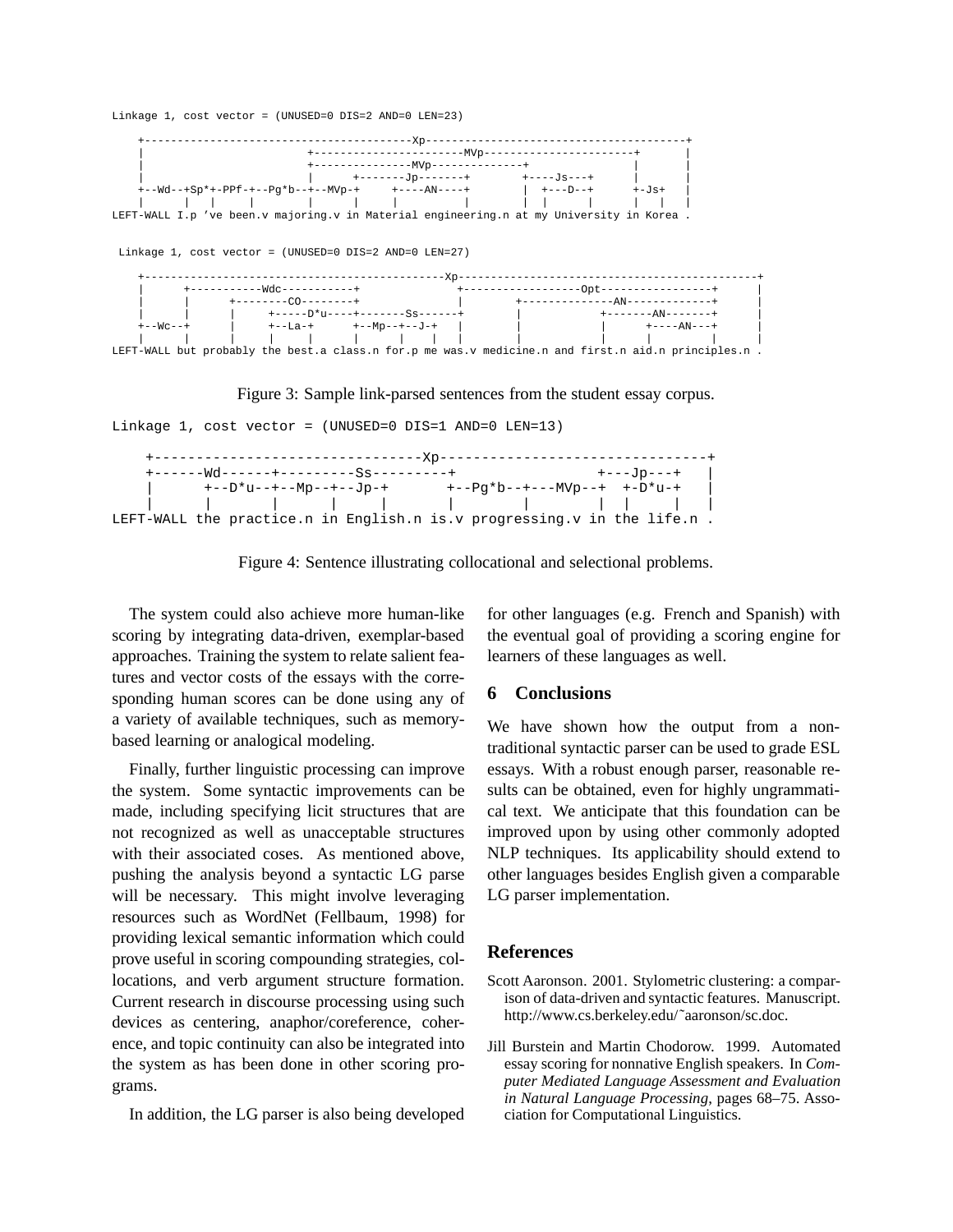```
Linkage 1, cost vector = (UNUSED=0 DIS=2 AND=0 LEN=23)

    +-----------------------------------------Xp----------------------------------------+
    |                          +-----------------------MVp-----------------------+       |
    |                          +---------------MVp--------------+                |       |
    |                          |      +-------Jp-------+        +----Js---+      |       |
    +--Wd--+Sp*+-PPf-+--Pg*b--+--MVp-+     +----AN----+        |  +---D--+      +-Js+   |
    |      |   |     |        |      |     |          |        |  |      |      |   |   |
LEFT-WALL I.p 've been.v majoring.v in Material engineering.n at my University in Korea .
```

```
 Linkage 1, cost vector = (UNUSED=0 DIS=2 AND=0 LEN=27)

    +---------------------------------------------Xp---------------------------------------------+
    |      +-----------Wdc-----------+               +------------------Opt-----------------+      |
    |      |      +--------CO--------+               |        +--------------AN-------------+      |
    |      |      |     +-----D*u----+-------Ss------+        |            +-------AN-------+      |
    +--Wc--+      |     +--La-+      +--Mp--+--J-+   |        |            |      +----AN---+      |
    |      |      |     |     |      |      |    |   |        |            |      |         |      |
LEFT-WALL but probably the best.a class.n for.p me was.v medicine.n and first.n aid.n principles.n .
```

Figure 3: Sample link-parsed sentences from the student essay corpus.

```
Linkage 1, cost vector = (UNUSED=0 DIS=1 AND=0 LEN=13)

    +--------------------------------Xp--------------------------------+
    +------Wd------+---------Ss---------+                +---Jp---+    |
    |      +--D*u--+--Mp--+--Jp-+       +--Pg*b--+---MVp--+  +-D*u-+    |
    |      |       |      |     |       |        |        |  |     |    |
LEFT-WALL the practice.n in English.n is.v progressing.v in the life.n .
```

Figure 4: Sentence illustrating collocational and selectional problems.

The system could also achieve more human-like scoring by integrating data-driven, exemplar-based approaches. Training the system to relate salient features and vector costs of the essays with the corresponding human scores can be done using any of a variety of available techniques, such as memory-based learning or analogical modeling.

Finally, further linguistic processing can improve the system. Some syntactic improvements can be made, including specifying licit structures that are not recognized as well as unacceptable structures with their associated coses. As mentioned above, pushing the analysis beyond a syntactic LG parse will be necessary. This might involve leveraging resources such as WordNet (Fellbaum, 1998) for providing lexical semantic information which could prove useful in scoring compounding strategies, collocations, and verb argument structure formation. Current research in discourse processing using such devices as centering, anaphor/coreference, coherence, and topic continuity can also be integrated into the system as has been done in other scoring programs.

In addition, the LG parser is also being developed for other languages (e.g. French and Spanish) with the eventual goal of providing a scoring engine for learners of these languages as well.

## 6 Conclusions

We have shown how the output from a non-traditional syntactic parser can be used to grade ESL essays. With a robust enough parser, reasonable results can be obtained, even for highly ungrammatical text. We anticipate that this foundation can be improved upon by using other commonly adopted NLP techniques. Its applicability should extend to other languages besides English given a comparable LG parser implementation.

## References

Scott Aaronson. 2001. Stylometric clustering: a comparison of data-driven and syntactic features. Manuscript. http://www.cs.berkeley.edu/~aaronson/sc.doc.

Jill Burstein and Martin Chodorow. 1999. Automated essay scoring for nonnative English speakers. In *Computer Mediated Language Assessment and Evaluation in Natural Language Processing*, pages 68–75. Association for Computational Linguistics.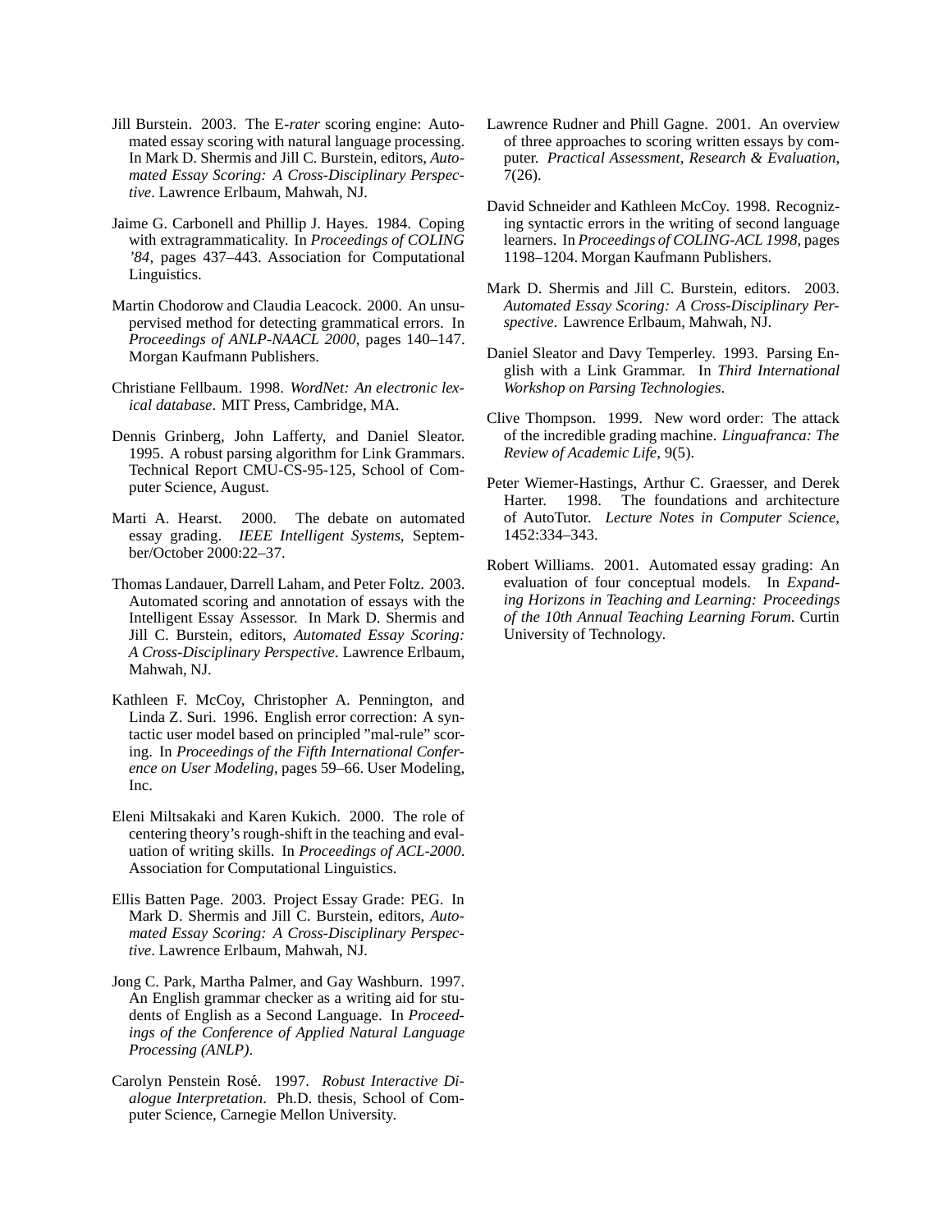Jill Burstein. 2003. The E-*rater* scoring engine: Automated essay scoring with natural language processing. In Mark D. Shermis and Jill C. Burstein, editors, *Automated Essay Scoring: A Cross-Disciplinary Perspective*. Lawrence Erlbaum, Mahwah, NJ.

Jaime G. Carbonell and Phillip J. Hayes. 1984. Coping with extragrammaticality. In *Proceedings of COLING '84*, pages 437–443. Association for Computational Linguistics.

Martin Chodorow and Claudia Leacock. 2000. An unsupervised method for detecting grammatical errors. In *Proceedings of ANLP-NAACL 2000*, pages 140–147. Morgan Kaufmann Publishers.

Christiane Fellbaum. 1998. *WordNet: An electronic lexical database*. MIT Press, Cambridge, MA.

Dennis Grinberg, John Lafferty, and Daniel Sleator. 1995. A robust parsing algorithm for Link Grammars. Technical Report CMU-CS-95-125, School of Computer Science, August.

Marti A. Hearst. 2000. The debate on automated essay grading. *IEEE Intelligent Systems*, September/October 2000:22–37.

Thomas Landauer, Darrell Laham, and Peter Foltz. 2003. Automated scoring and annotation of essays with the Intelligent Essay Assessor. In Mark D. Shermis and Jill C. Burstein, editors, *Automated Essay Scoring: A Cross-Disciplinary Perspective*. Lawrence Erlbaum, Mahwah, NJ.

Kathleen F. McCoy, Christopher A. Pennington, and Linda Z. Suri. 1996. English error correction: A syntactic user model based on principled "mal-rule" scoring. In *Proceedings of the Fifth International Conference on User Modeling*, pages 59–66. User Modeling, Inc.

Eleni Miltsakaki and Karen Kukich. 2000. The role of centering theory's rough-shift in the teaching and evaluation of writing skills. In *Proceedings of ACL-2000*. Association for Computational Linguistics.

Ellis Batten Page. 2003. Project Essay Grade: PEG. In Mark D. Shermis and Jill C. Burstein, editors, *Automated Essay Scoring: A Cross-Disciplinary Perspective*. Lawrence Erlbaum, Mahwah, NJ.

Jong C. Park, Martha Palmer, and Gay Washburn. 1997. An English grammar checker as a writing aid for students of English as a Second Language. In *Proceedings of the Conference of Applied Natural Language Processing (ANLP)*.

Carolyn Penstein Rosé. 1997. *Robust Interactive Dialogue Interpretation*. Ph.D. thesis, School of Computer Science, Carnegie Mellon University.

Lawrence Rudner and Phill Gagne. 2001. An overview of three approaches to scoring written essays by computer. *Practical Assessment, Research & Evaluation*, 7(26).

David Schneider and Kathleen McCoy. 1998. Recognizing syntactic errors in the writing of second language learners. In *Proceedings of COLING-ACL 1998*, pages 1198–1204. Morgan Kaufmann Publishers.

Mark D. Shermis and Jill C. Burstein, editors. 2003. *Automated Essay Scoring: A Cross-Disciplinary Perspective*. Lawrence Erlbaum, Mahwah, NJ.

Daniel Sleator and Davy Temperley. 1993. Parsing English with a Link Grammar. In *Third International Workshop on Parsing Technologies*.

Clive Thompson. 1999. New word order: The attack of the incredible grading machine. *Linguafranca: The Review of Academic Life*, 9(5).

Peter Wiemer-Hastings, Arthur C. Graesser, and Derek Harter. 1998. The foundations and architecture of AutoTutor. *Lecture Notes in Computer Science*, 1452:334–343.

Robert Williams. 2001. Automated essay grading: An evaluation of four conceptual models. In *Expanding Horizons in Teaching and Learning: Proceedings of the 10th Annual Teaching Learning Forum*. Curtin University of Technology.